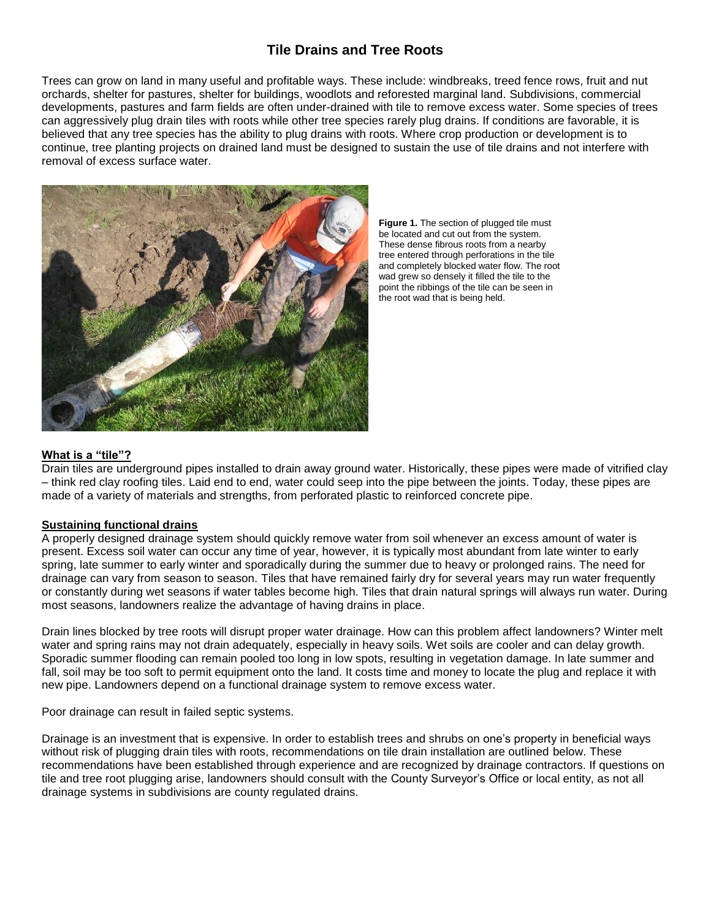# Tile Drains and Tree Roots

Trees can grow on land in many useful and profitable ways. These include: windbreaks, treed fence rows, fruit and nut orchards, shelter for pastures, shelter for buildings, woodlots and reforested marginal land. Subdivisions, commercial developments, pastures and farm fields are often under-drained with tile to remove excess water. Some species of trees can aggressively plug drain tiles with roots while other tree species rarely plug drains. If conditions are favorable, it is believed that any tree species has the ability to plug drains with roots. Where crop production or development is to continue, tree planting projects on drained land must be designed to sustain the use of tile drains and not interfere with removal of excess surface water.

**Figure 1.** The section of plugged tile must be located and cut out from the system. These dense fibrous roots from a nearby tree entered through perforations in the tile and completely blocked water flow. The root wad grew so densely it filled the tile to the point the ribbings of the tile can be seen in the root wad that is being held.

## What is a "tile"?

Drain tiles are underground pipes installed to drain away ground water. Historically, these pipes were made of vitrified clay – think red clay roofing tiles. Laid end to end, water could seep into the pipe between the joints. Today, these pipes are made of a variety of materials and strengths, from perforated plastic to reinforced concrete pipe.

## Sustaining functional drains

A properly designed drainage system should quickly remove water from soil whenever an excess amount of water is present. Excess soil water can occur any time of year, however, it is typically most abundant from late winter to early spring, late summer to early winter and sporadically during the summer due to heavy or prolonged rains. The need for drainage can vary from season to season. Tiles that have remained fairly dry for several years may run water frequently or constantly during wet seasons if water tables become high. Tiles that drain natural springs will always run water. During most seasons, landowners realize the advantage of having drains in place.

Drain lines blocked by tree roots will disrupt proper water drainage. How can this problem affect landowners? Winter melt water and spring rains may not drain adequately, especially in heavy soils. Wet soils are cooler and can delay growth. Sporadic summer flooding can remain pooled too long in low spots, resulting in vegetation damage. In late summer and fall, soil may be too soft to permit equipment onto the land. It costs time and money to locate the plug and replace it with new pipe. Landowners depend on a functional drainage system to remove excess water.

Poor drainage can result in failed septic systems.

Drainage is an investment that is expensive. In order to establish trees and shrubs on one's property in beneficial ways without risk of plugging drain tiles with roots, recommendations on tile drain installation are outlined below. These recommendations have been established through experience and are recognized by drainage contractors. If questions on tile and tree root plugging arise, landowners should consult with the County Surveyor's Office or local entity, as not all drainage systems in subdivisions are county regulated drains.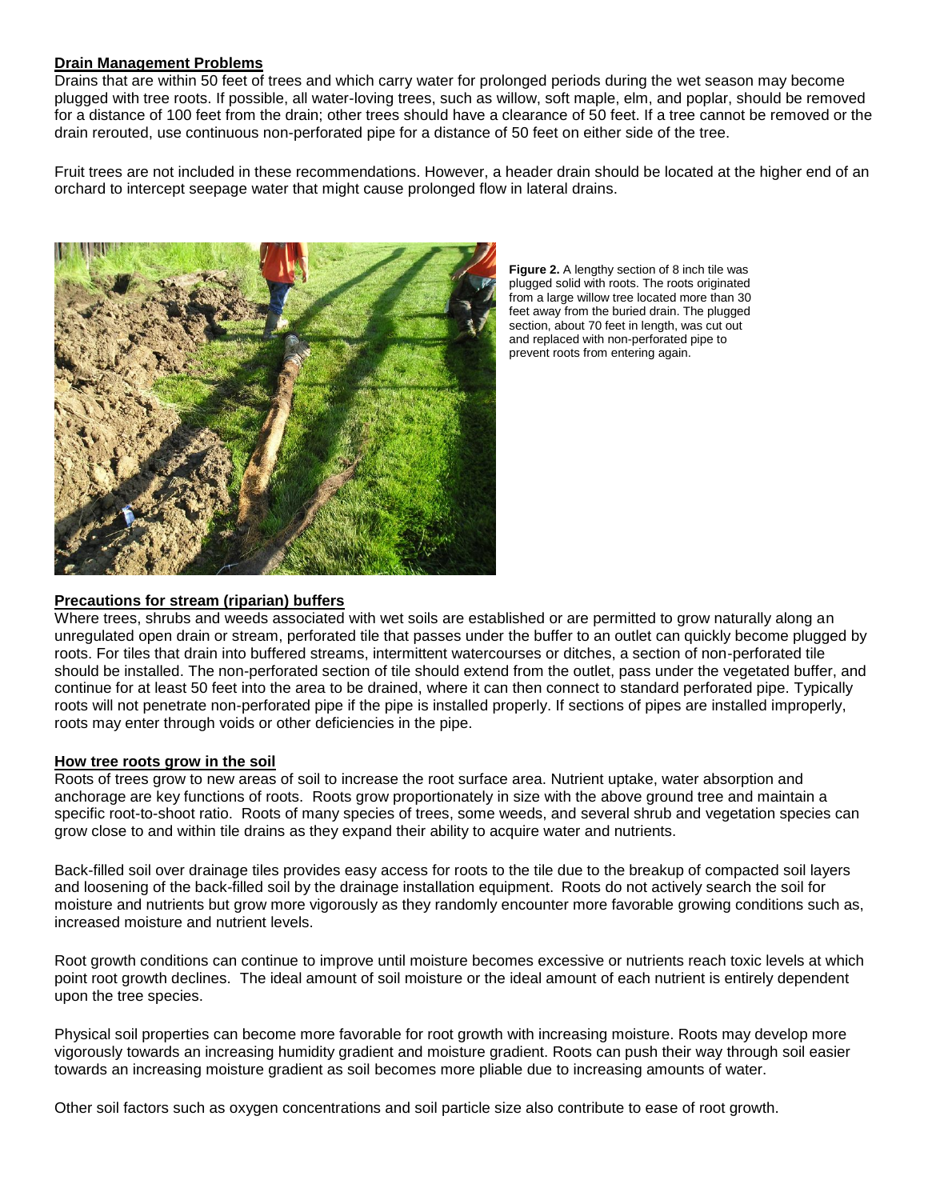## Drain Management Problems

Drains that are within 50 feet of trees and which carry water for prolonged periods during the wet season may become plugged with tree roots. If possible, all water-loving trees, such as willow, soft maple, elm, and poplar, should be removed for a distance of 100 feet from the drain; other trees should have a clearance of 50 feet. If a tree cannot be removed or the drain rerouted, use continuous non-perforated pipe for a distance of 50 feet on either side of the tree.

Fruit trees are not included in these recommendations. However, a header drain should be located at the higher end of an orchard to intercept seepage water that might cause prolonged flow in lateral drains.

**Figure 2.** A lengthy section of 8 inch tile was plugged solid with roots. The roots originated from a large willow tree located more than 30 feet away from the buried drain. The plugged section, about 70 feet in length, was cut out and replaced with non-perforated pipe to prevent roots from entering again.

## Precautions for stream (riparian) buffers

Where trees, shrubs and weeds associated with wet soils are established or are permitted to grow naturally along an unregulated open drain or stream, perforated tile that passes under the buffer to an outlet can quickly become plugged by roots. For tiles that drain into buffered streams, intermittent watercourses or ditches, a section of non-perforated tile should be installed. The non-perforated section of tile should extend from the outlet, pass under the vegetated buffer, and continue for at least 50 feet into the area to be drained, where it can then connect to standard perforated pipe. Typically roots will not penetrate non-perforated pipe if the pipe is installed properly. If sections of pipes are installed improperly, roots may enter through voids or other deficiencies in the pipe.

## How tree roots grow in the soil

Roots of trees grow to new areas of soil to increase the root surface area. Nutrient uptake, water absorption and anchorage are key functions of roots. Roots grow proportionately in size with the above ground tree and maintain a specific root-to-shoot ratio. Roots of many species of trees, some weeds, and several shrub and vegetation species can grow close to and within tile drains as they expand their ability to acquire water and nutrients.

Back-filled soil over drainage tiles provides easy access for roots to the tile due to the breakup of compacted soil layers and loosening of the back-filled soil by the drainage installation equipment. Roots do not actively search the soil for moisture and nutrients but grow more vigorously as they randomly encounter more favorable growing conditions such as, increased moisture and nutrient levels.

Root growth conditions can continue to improve until moisture becomes excessive or nutrients reach toxic levels at which point root growth declines. The ideal amount of soil moisture or the ideal amount of each nutrient is entirely dependent upon the tree species.

Physical soil properties can become more favorable for root growth with increasing moisture. Roots may develop more vigorously towards an increasing humidity gradient and moisture gradient. Roots can push their way through soil easier towards an increasing moisture gradient as soil becomes more pliable due to increasing amounts of water.

Other soil factors such as oxygen concentrations and soil particle size also contribute to ease of root growth.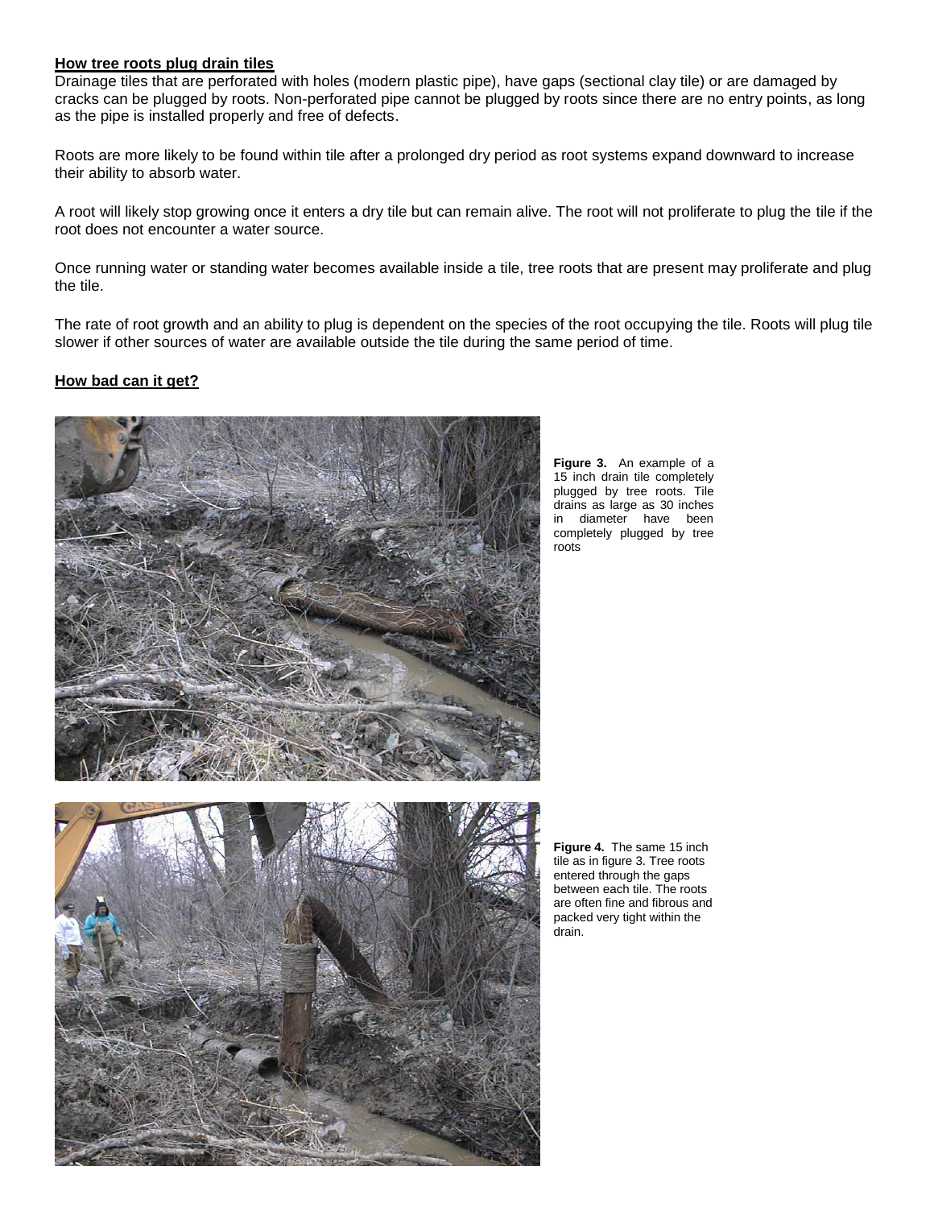## How tree roots plug drain tiles

Drainage tiles that are perforated with holes (modern plastic pipe), have gaps (sectional clay tile) or are damaged by cracks can be plugged by roots. Non-perforated pipe cannot be plugged by roots since there are no entry points, as long as the pipe is installed properly and free of defects.

Roots are more likely to be found within tile after a prolonged dry period as root systems expand downward to increase their ability to absorb water.

A root will likely stop growing once it enters a dry tile but can remain alive. The root will not proliferate to plug the tile if the root does not encounter a water source.

Once running water or standing water becomes available inside a tile, tree roots that are present may proliferate and plug the tile.

The rate of root growth and an ability to plug is dependent on the species of the root occupying the tile. Roots will plug tile slower if other sources of water are available outside the tile during the same period of time.

## How bad can it get?

**Figure 3.** An example of a 15 inch drain tile completely plugged by tree roots. Tile drains as large as 30 inches in diameter have been completely plugged by tree roots

**Figure 4.** The same 15 inch tile as in figure 3. Tree roots entered through the gaps between each tile. The roots are often fine and fibrous and packed very tight within the drain.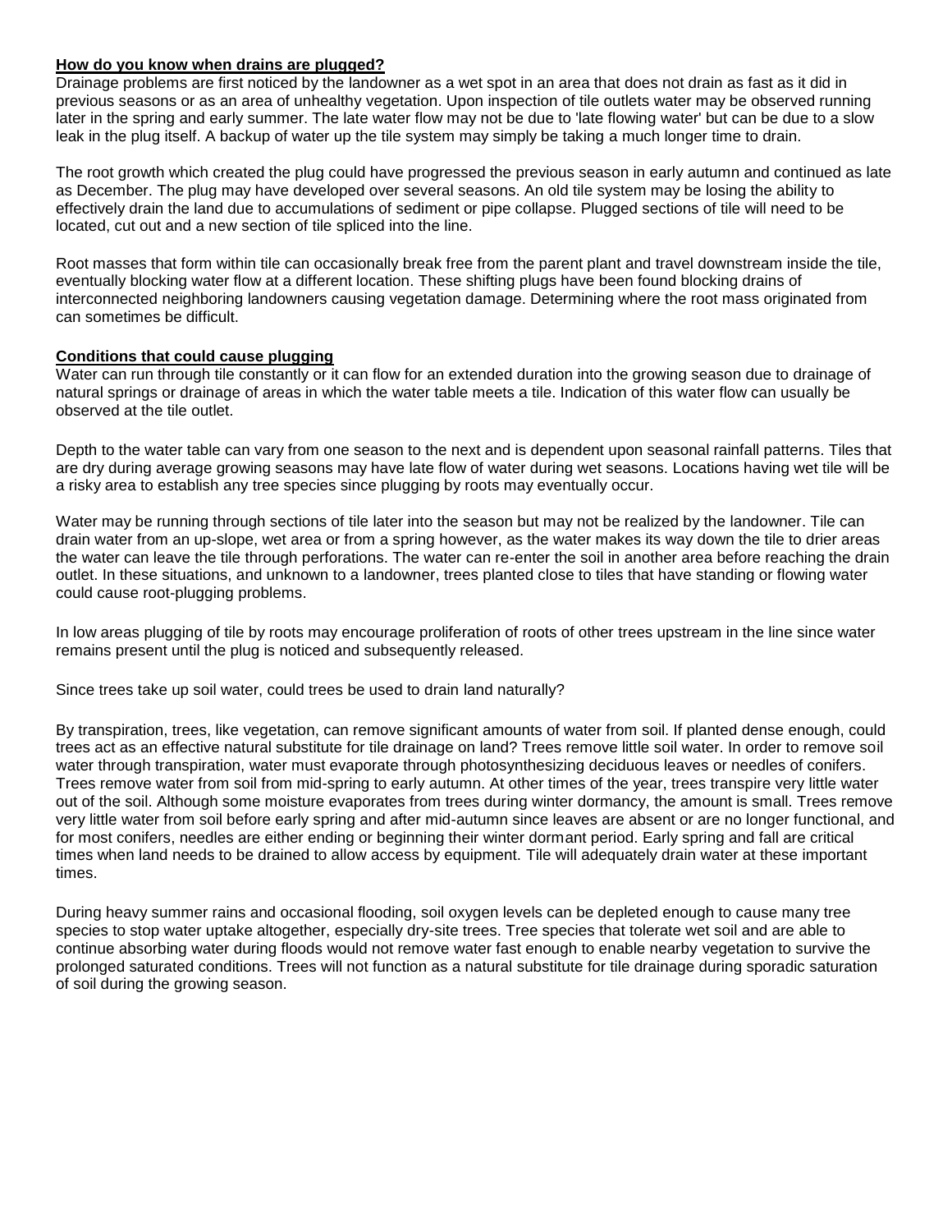**How do you know when drains are plugged?**

Drainage problems are first noticed by the landowner as a wet spot in an area that does not drain as fast as it did in previous seasons or as an area of unhealthy vegetation. Upon inspection of tile outlets water may be observed running later in the spring and early summer. The late water flow may not be due to 'late flowing water' but can be due to a slow leak in the plug itself. A backup of water up the tile system may simply be taking a much longer time to drain.

The root growth which created the plug could have progressed the previous season in early autumn and continued as late as December. The plug may have developed over several seasons. An old tile system may be losing the ability to effectively drain the land due to accumulations of sediment or pipe collapse. Plugged sections of tile will need to be located, cut out and a new section of tile spliced into the line.

Root masses that form within tile can occasionally break free from the parent plant and travel downstream inside the tile, eventually blocking water flow at a different location. These shifting plugs have been found blocking drains of interconnected neighboring landowners causing vegetation damage. Determining where the root mass originated from can sometimes be difficult.

**Conditions that could cause plugging**

Water can run through tile constantly or it can flow for an extended duration into the growing season due to drainage of natural springs or drainage of areas in which the water table meets a tile. Indication of this water flow can usually be observed at the tile outlet.

Depth to the water table can vary from one season to the next and is dependent upon seasonal rainfall patterns. Tiles that are dry during average growing seasons may have late flow of water during wet seasons. Locations having wet tile will be a risky area to establish any tree species since plugging by roots may eventually occur.

Water may be running through sections of tile later into the season but may not be realized by the landowner. Tile can drain water from an up-slope, wet area or from a spring however, as the water makes its way down the tile to drier areas the water can leave the tile through perforations. The water can re-enter the soil in another area before reaching the drain outlet. In these situations, and unknown to a landowner, trees planted close to tiles that have standing or flowing water could cause root-plugging problems.

In low areas plugging of tile by roots may encourage proliferation of roots of other trees upstream in the line since water remains present until the plug is noticed and subsequently released.

Since trees take up soil water, could trees be used to drain land naturally?

By transpiration, trees, like vegetation, can remove significant amounts of water from soil. If planted dense enough, could trees act as an effective natural substitute for tile drainage on land? Trees remove little soil water. In order to remove soil water through transpiration, water must evaporate through photosynthesizing deciduous leaves or needles of conifers. Trees remove water from soil from mid-spring to early autumn. At other times of the year, trees transpire very little water out of the soil. Although some moisture evaporates from trees during winter dormancy, the amount is small. Trees remove very little water from soil before early spring and after mid-autumn since leaves are absent or are no longer functional, and for most conifers, needles are either ending or beginning their winter dormant period. Early spring and fall are critical times when land needs to be drained to allow access by equipment. Tile will adequately drain water at these important times.

During heavy summer rains and occasional flooding, soil oxygen levels can be depleted enough to cause many tree species to stop water uptake altogether, especially dry-site trees. Tree species that tolerate wet soil and are able to continue absorbing water during floods would not remove water fast enough to enable nearby vegetation to survive the prolonged saturated conditions. Trees will not function as a natural substitute for tile drainage during sporadic saturation of soil during the growing season.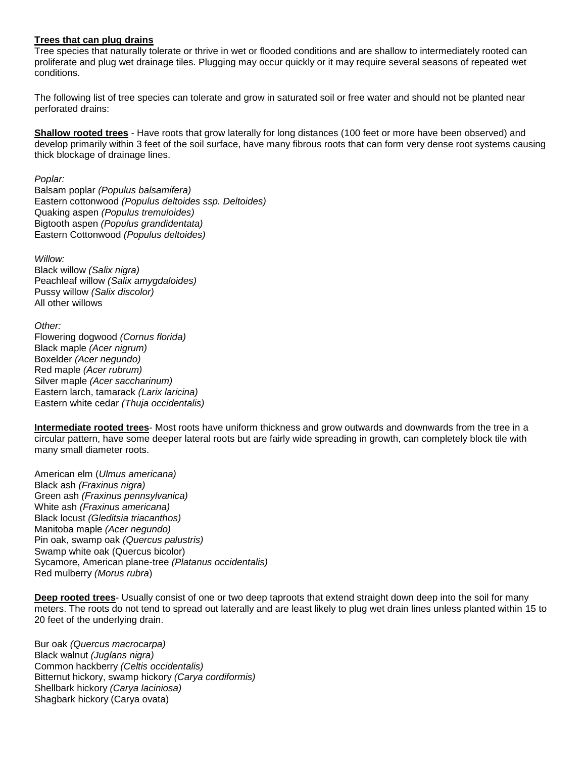**Trees that can plug drains**

Tree species that naturally tolerate or thrive in wet or flooded conditions and are shallow to intermediately rooted can proliferate and plug wet drainage tiles. Plugging may occur quickly or it may require several seasons of repeated wet conditions.

The following list of tree species can tolerate and grow in saturated soil or free water and should not be planted near perforated drains:

**Shallow rooted trees** - Have roots that grow laterally for long distances (100 feet or more have been observed) and develop primarily within 3 feet of the soil surface, have many fibrous roots that can form very dense root systems causing thick blockage of drainage lines.

*Poplar:*
Balsam poplar *(Populus balsamifera)*
Eastern cottonwood *(Populus deltoides ssp. Deltoides)*
Quaking aspen *(Populus tremuloides)*
Bigtooth aspen *(Populus grandidentata)*
Eastern Cottonwood *(Populus deltoides)*

*Willow:*
Black willow *(Salix nigra)*
Peachleaf willow *(Salix amygdaloides)*
Pussy willow *(Salix discolor)*
All other willows

*Other:*
Flowering dogwood *(Cornus florida)*
Black maple *(Acer nigrum)*
Boxelder *(Acer negundo)*
Red maple *(Acer rubrum)*
Silver maple *(Acer saccharinum)*
Eastern larch, tamarack *(Larix laricina)*
Eastern white cedar *(Thuja occidentalis)*

**Intermediate rooted trees**- Most roots have uniform thickness and grow outwards and downwards from the tree in a circular pattern, have some deeper lateral roots but are fairly wide spreading in growth, can completely block tile with many small diameter roots.

American elm (*Ulmus americana)*
Black ash *(Fraxinus nigra)*
Green ash *(Fraxinus pennsylvanica)*
White ash *(Fraxinus americana)*
Black locust *(Gleditsia triacanthos)*
Manitoba maple *(Acer negundo)*
Pin oak, swamp oak *(Quercus palustris)*
Swamp white oak (Quercus bicolor)
Sycamore, American plane-tree *(Platanus occidentalis)*
Red mulberry *(Morus rubra*)

**Deep rooted trees**- Usually consist of one or two deep taproots that extend straight down deep into the soil for many meters. The roots do not tend to spread out laterally and are least likely to plug wet drain lines unless planted within 15 to 20 feet of the underlying drain.

Bur oak *(Quercus macrocarpa)*
Black walnut *(Juglans nigra)*
Common hackberry *(Celtis occidentalis)*
Bitternut hickory, swamp hickory *(Carya cordiformis)*
Shellbark hickory *(Carya laciniosa)*
Shagbark hickory (Carya ovata)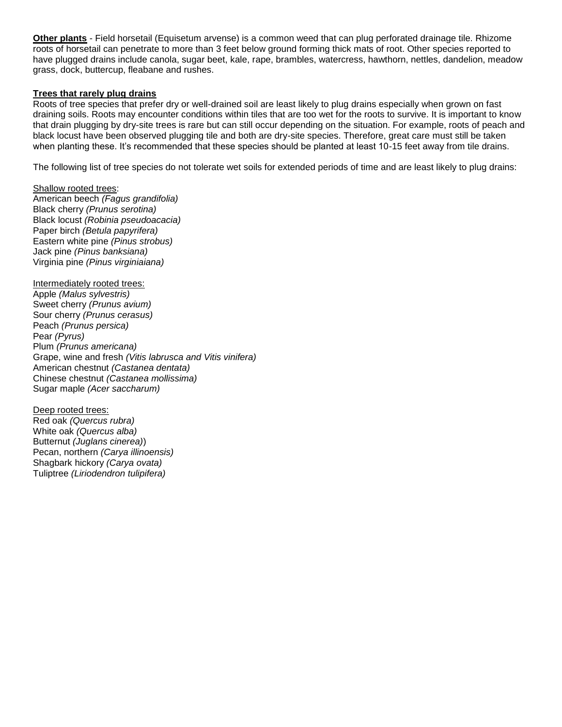**Other plants** - Field horsetail (Equisetum arvense) is a common weed that can plug perforated drainage tile. Rhizome roots of horsetail can penetrate to more than 3 feet below ground forming thick mats of root. Other species reported to have plugged drains include canola, sugar beet, kale, rape, brambles, watercress, hawthorn, nettles, dandelion, meadow grass, dock, buttercup, fleabane and rushes.

**Trees that rarely plug drains**

Roots of tree species that prefer dry or well-drained soil are least likely to plug drains especially when grown on fast draining soils. Roots may encounter conditions within tiles that are too wet for the roots to survive. It is important to know that drain plugging by dry-site trees is rare but can still occur depending on the situation. For example, roots of peach and black locust have been observed plugging tile and both are dry-site species. Therefore, great care must still be taken when planting these. It's recommended that these species should be planted at least 10-15 feet away from tile drains.

The following list of tree species do not tolerate wet soils for extended periods of time and are least likely to plug drains:

Shallow rooted trees:

American beech *(Fagus grandifolia)*
Black cherry *(Prunus serotina)*
Black locust *(Robinia pseudoacacia)*
Paper birch *(Betula papyrifera)*
Eastern white pine *(Pinus strobus)*
Jack pine *(Pinus banksiana)*
Virginia pine *(Pinus virginiaiana)*

Intermediately rooted trees:

Apple *(Malus sylvestris)*
Sweet cherry *(Prunus avium)*
Sour cherry *(Prunus cerasus)*
Peach *(Prunus persica)*
Pear *(Pyrus)*
Plum *(Prunus americana)*
Grape, wine and fresh *(Vitis labrusca and Vitis vinifera)*
American chestnut *(Castanea dentata)*
Chinese chestnut *(Castanea mollissima)*
Sugar maple *(Acer saccharum)*

Deep rooted trees:

Red oak *(Quercus rubra)*
White oak *(Quercus alba)*
Butternut *(Juglans cinerea)*)
Pecan, northern *(Carya illinoensis)*
Shagbark hickory *(Carya ovata)*
Tuliptree *(Liriodendron tulipifera)*